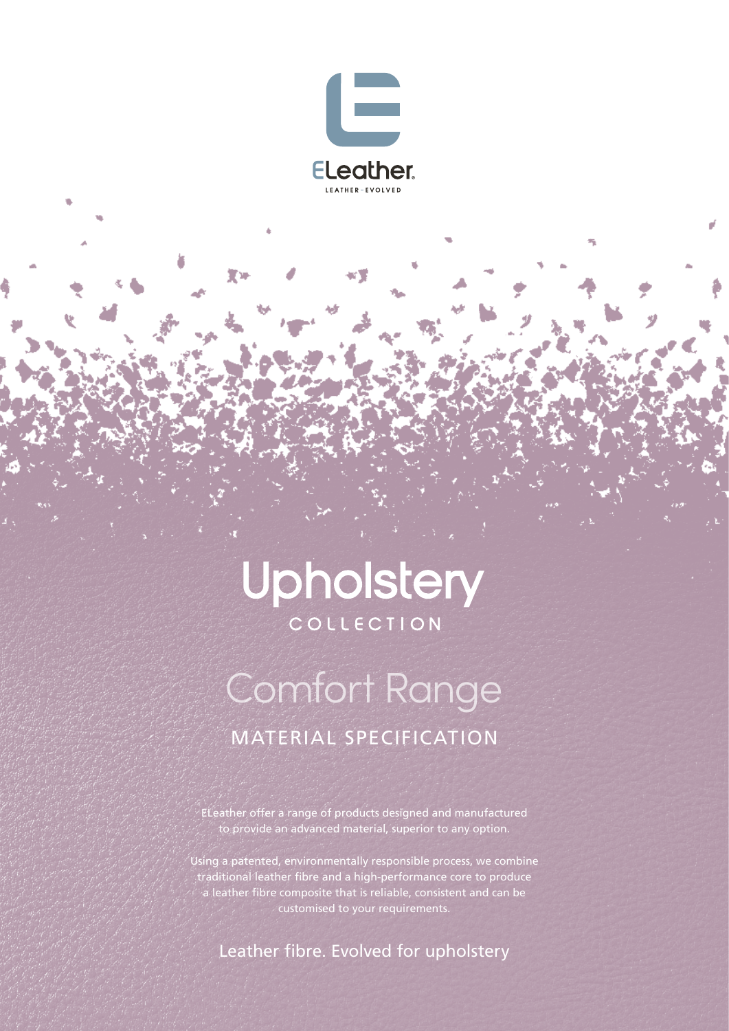ELeather

LEATHER - EVOLVED

# Upholstery

COLLECTION

## Comfort Range

### MATERIAL SPECIFICATION

ELeather offer a range of products designed and manufactured to provide an advanced material, superior to any option.

Using a patented, environmentally responsible process, we combine traditional leather fibre and a high-performance core to produce a leather fibre composite that is reliable, consistent and can be customised to your requirements.

Leather fibre. Evolved for upholstery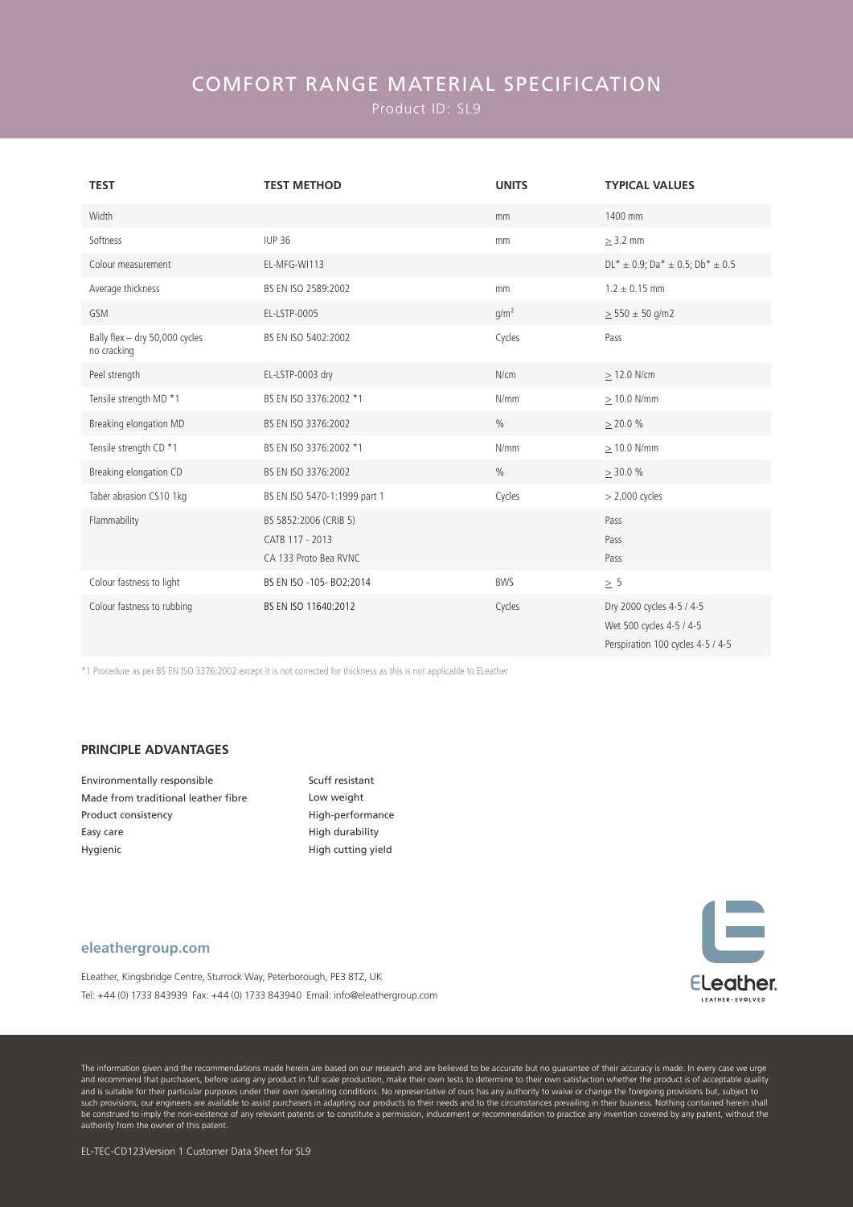# COMFORT RANGE MATERIAL SPECIFICATION

Product ID: SL9

| TEST | TEST METHOD | UNITS | TYPICAL VALUES |
|---|---|---|---|
| Width | | mm | 1400 mm |
| Softness | IUP 36 | mm | ≥ 3.2 mm |
| Colour measurement | EL-MFG-WI113 | | DL* ± 0.9; Da* ± 0.5; Db* ± 0.5 |
| Average thickness | BS EN ISO 2589:2002 | mm | 1.2 ± 0.15 mm |
| GSM | EL-LSTP-0005 | $g/m^2$ | ≥ 550 ± 50 g/m2 |
| Bally flex – dry 50,000 cycles no cracking | BS EN ISO 5402:2002 | Cycles | Pass |
| Peel strength | EL-LSTP-0003 dry | N/cm | ≥ 12.0 N/cm |
| Tensile strength MD *1 | BS EN ISO 3376:2002 *1 | N/mm | ≥ 10.0 N/mm |
| Breaking elongation MD | BS EN ISO 3376:2002 | % | ≥ 20.0 % |
| Tensile strength CD *1 | BS EN ISO 3376:2002 *1 | N/mm | ≥ 10.0 N/mm |
| Breaking elongation CD | BS EN ISO 3376:2002 | % | ≥ 30.0 % |
| Taber abrasion CS10 1kg | BS EN ISO 5470-1:1999 part 1 | Cycles | > 2,000 cycles |
| Flammability | BS 5852:2006 (CRIB 5)<br>CATB 117 - 2013<br>CA 133 Proto Bea RVNC | | Pass<br>Pass<br>Pass |
| Colour fastness to light | BS EN ISO -105- BO2:2014 | BWS | ≥ 5 |
| Colour fastness to rubbing | BS EN ISO 11640:2012 | Cycles | Dry 2000 cycles 4-5 / 4-5<br>Wet 500 cycles 4-5 / 4-5<br>Perspiration 100 cycles 4-5 / 4-5 |

*1 Procedure as per BS EN ISO 3376:2002 except it is not corrected for thickness as this is not applicable to ELeather

## PRINCIPLE ADVANTAGES

- Environmentally responsible
- Made from traditional leather fibre
- Product consistency
- Easy care
- Hygienic
- Scuff resistant
- Low weight
- High-performance
- High durability
- High cutting yield

**eleathergroup.com**

ELeather, Kingsbridge Centre, Sturrock Way, Peterborough, PE3 8TZ, UK

Tel: +44 (0) 1733 843939 Fax: +44 (0) 1733 843940 Email: info@eleathergroup.com

ELeather. LEATHER-EVOLVED

The information given and the recommendations made herein are based on our research and are believed to be accurate but no guarantee of their accuracy is made. In every case we urge and recommend that purchasers, before using any product in full scale production, make their own tests to determine to their own satisfaction whether the product is of acceptable quality and is suitable for their particular purposes under their own operating conditions. No representative of ours has any authority to waive or change the foregoing provisions but, subject to such provisions, our engineers are available to assist purchasers in adapting our products to their needs and to the circumstances prevailing in their business. Nothing contained herein shall be construed to imply the non-existence of any relevant patents or to constitute a permission, inducement or recommendation to practice any invention covered by any patent, without the authority from the owner of this patent.

EL-TEC-CD123Version 1 Customer Data Sheet for SL9